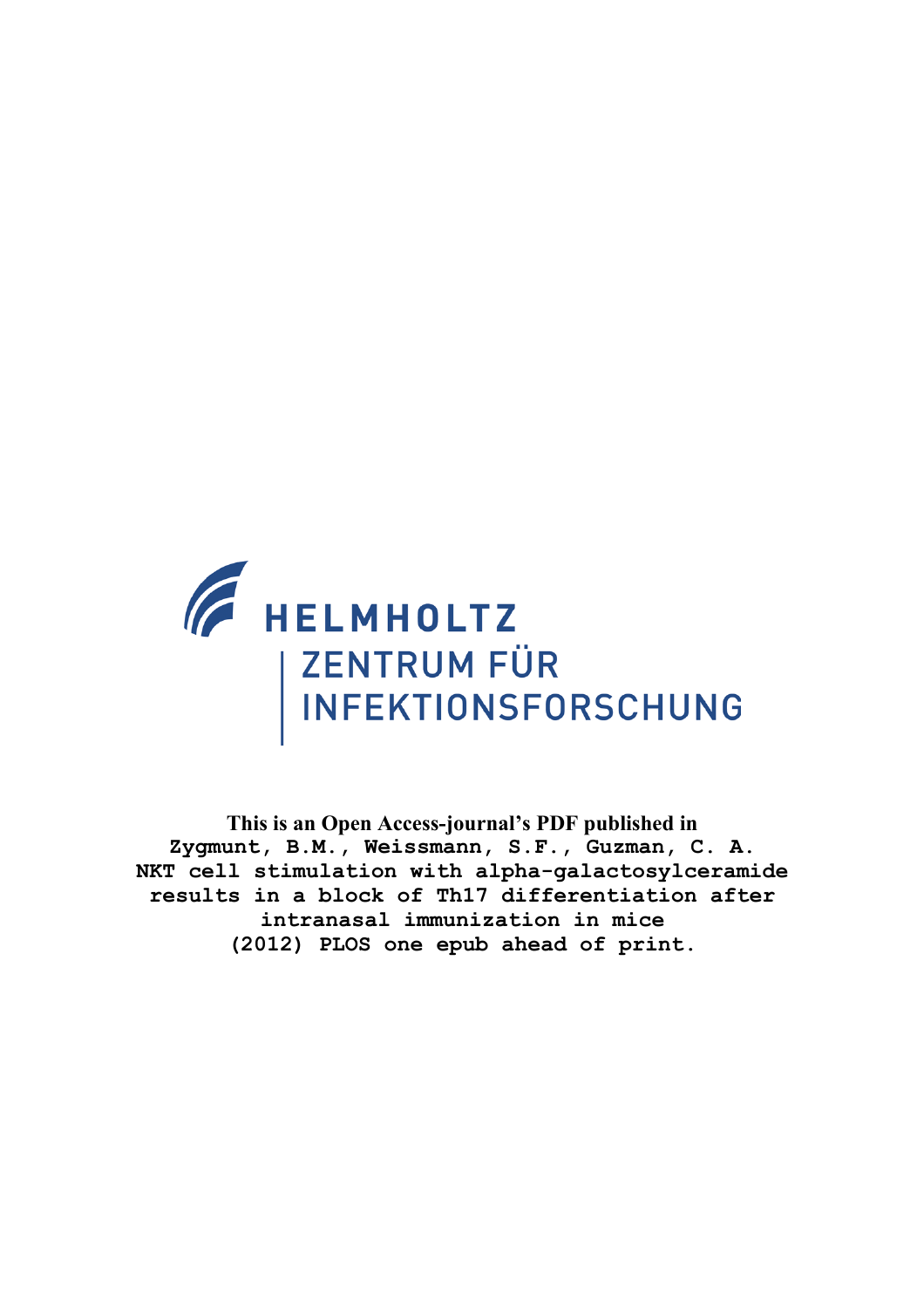HELMHOLTZ

ZENTRUM FÜR INFEKTIONSFORSCHUNG

**This is an Open Access-journal's PDF published in**

Zygmunt, B.M., Weissmann, S.F., Guzman, C. A.
NKT cell stimulation with alpha-galactosylceramide results in a block of Th17 differentiation after intranasal immunization in mice
(2012) PLOS one epub ahead of print.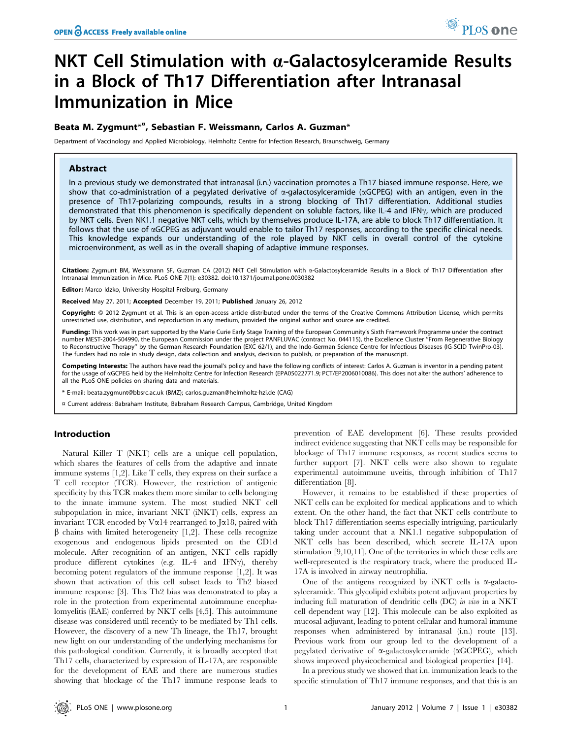# NKT Cell Stimulation with α-Galactosylceramide Results in a Block of Th17 Differentiation after Intranasal Immunization in Mice

**Beata M. Zygmunt*¤, Sebastian F. Weissmann, Carlos A. Guzman***

Department of Vaccinology and Applied Microbiology, Helmholtz Centre for Infection Research, Braunschweig, Germany

## Abstract

In a previous study we demonstrated that intranasal (i.n.) vaccination promotes a Th17 biased immune response. Here, we show that co-administration of a pegylated derivative of α-galactosylceramide (αGCPEG) with an antigen, even in the presence of Th17-polarizing compounds, results in a strong blocking of Th17 differentiation. Additional studies demonstrated that this phenomenon is specifically dependent on soluble factors, like IL-4 and IFNγ, which are produced by NKT cells. Even NK1.1 negative NKT cells, which by themselves produce IL-17A, are able to block Th17 differentiation. It follows that the use of αGCPEG as adjuvant would enable to tailor Th17 responses, according to the specific clinical needs. This knowledge expands our understanding of the role played by NKT cells in overall control of the cytokine microenvironment, as well as in the overall shaping of adaptive immune responses.

**Citation:** Zygmunt BM, Weissmann SF, Guzman CA (2012) NKT Cell Stimulation with α-Galactosylceramide Results in a Block of Th17 Differentiation after Intranasal Immunization in Mice. PLoS ONE 7(1): e30382. doi:10.1371/journal.pone.0030382

**Editor:** Marco Idzko, University Hospital Freiburg, Germany

**Received** May 27, 2011; **Accepted** December 19, 2011; **Published** January 26, 2012

**Copyright:** © 2012 Zygmunt et al. This is an open-access article distributed under the terms of the Creative Commons Attribution License, which permits unrestricted use, distribution, and reproduction in any medium, provided the original author and source are credited.

**Funding:** This work was in part supported by the Marie Curie Early Stage Training of the European Community's Sixth Framework Programme under the contract number MEST-2004-504990, the European Commission under the project PANFLUVAC (contract No. 044115), the Excellence Cluster "From Regenerative Biology to Reconstructive Therapy" by the German Research Foundation (EXC 62/1), and the Indo-German Science Centre for Infectious Diseases (IG-SCID TwinPro-03). The funders had no role in study design, data collection and analysis, decision to publish, or preparation of the manuscript.

**Competing Interests:** The authors have read the journal's policy and have the following conflicts of interest: Carlos A. Guzman is inventor in a pending patent for the usage of αGCPEG held by the Helmholtz Centre for Infection Research (EPA05022771.9; PCT/EP2006010086). This does not alter the authors' adherence to all the PLoS ONE policies on sharing data and materials.

* E-mail: beata.zygmunt@bbsrc.ac.uk (BMZ); carlos.guzman@helmholtz-hzi.de (CAG)

¤ Current address: Babraham Institute, Babraham Research Campus, Cambridge, United Kingdom

## Introduction

Natural Killer T (NKT) cells are a unique cell population, which shares the features of cells from the adaptive and innate immune systems [1,2]. Like T cells, they express on their surface a T cell receptor (TCR). However, the restriction of antigenic specificity by this TCR makes them more similar to cells belonging to the innate immune system. The most studied NKT cell subpopulation in mice, invariant NKT (iNKT) cells, express an invariant TCR encoded by Vα14 rearranged to Jα18, paired with β chains with limited heterogeneity [1,2]. These cells recognize exogenous and endogenous lipids presented on the CD1d molecule. After recognition of an antigen, NKT cells rapidly produce different cytokines (e.g. IL-4 and IFNγ), thereby becoming potent regulators of the immune response [1,2]. It was shown that activation of this cell subset leads to Th2 biased immune response [3]. This Th2 bias was demonstrated to play a role in the protection from experimental autoimmune encephalomyelitis (EAE) conferred by NKT cells [4,5]. This autoimmune disease was considered until recently to be mediated by Th1 cells. However, the discovery of a new Th lineage, the Th17, brought new light on our understanding of the underlying mechanisms for this pathological condition. Currently, it is broadly accepted that Th17 cells, characterized by expression of IL-17A, are responsible for the development of EAE and there are numerous studies showing that blockage of the Th17 immune response leads to prevention of EAE development [6]. These results provided indirect evidence suggesting that NKT cells may be responsible for blockage of Th17 immune responses, as recent studies seems to further support [7]. NKT cells were also shown to regulate experimental autoimmune uveitis, through inhibition of Th17 differentiation [8].

However, it remains to be established if these properties of NKT cells can be exploited for medical applications and to which extent. On the other hand, the fact that NKT cells contribute to block Th17 differentiation seems especially intriguing, particularly taking under account that a NK1.1 negative subpopulation of NKT cells has been described, which secrete IL-17A upon stimulation [9,10,11]. One of the territories in which these cells are well-represented is the respiratory track, where the produced IL-17A is involved in airway neutrophilia.

One of the antigens recognized by iNKT cells is α-galactosylceramide. This glycolipid exhibits potent adjuvant properties by inducing full maturation of dendritic cells (DC) *in vivo* in a NKT cell dependent way [12]. This molecule can be also exploited as mucosal adjuvant, leading to potent cellular and humoral immune responses when administered by intranasal (i.n.) route [13]. Previous work from our group led to the development of a pegylated derivative of α-galactosylceramide (αGCPEG), which shows improved physicochemical and biological properties [14].

In a previous study we showed that i.n. immunization leads to the specific stimulation of Th17 immune responses, and that this is an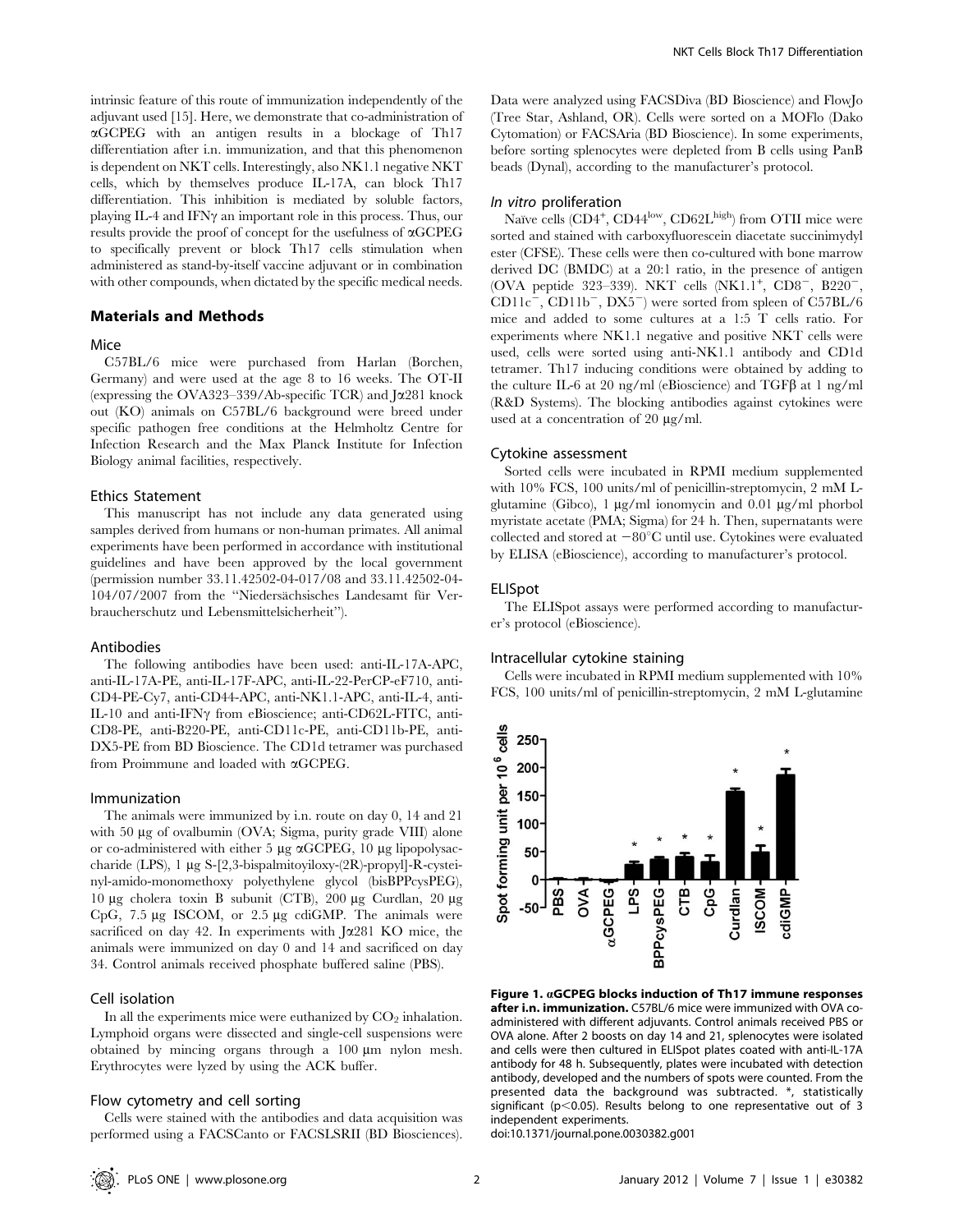intrinsic feature of this route of immunization independently of the adjuvant used [15]. Here, we demonstrate that co-administration of αGCPEG with an antigen results in a blockage of Th17 differentiation after i.n. immunization, and that this phenomenon is dependent on NKT cells. Interestingly, also NK1.1 negative NKT cells, which by themselves produce IL-17A, can block Th17 differentiation. This inhibition is mediated by soluble factors, playing IL-4 and IFNγ an important role in this process. Thus, our results provide the proof of concept for the usefulness of αGCPEG to specifically prevent or block Th17 cells stimulation when administered as stand-by-itself vaccine adjuvant or in combination with other compounds, when dictated by the specific medical needs.

## Materials and Methods

### Mice

C57BL/6 mice were purchased from Harlan (Borchen, Germany) and were used at the age 8 to 16 weeks. The OT-II (expressing the OVA323–339/Ab-specific TCR) and Jα281 knock out (KO) animals on C57BL/6 background were breed under specific pathogen free conditions at the Helmholtz Centre for Infection Research and the Max Planck Institute for Infection Biology animal facilities, respectively.

### Ethics Statement

This manuscript has not include any data generated using samples derived from humans or non-human primates. All animal experiments have been performed in accordance with institutional guidelines and have been approved by the local government (permission number 33.11.42502-04-017/08 and 33.11.42502-04-104/07/2007 from the "Niedersächsisches Landesamt für Verbraucherschutz und Lebensmittelsicherheit").

### Antibodies

The following antibodies have been used: anti-IL-17A-APC, anti-IL-17A-PE, anti-IL-17F-APC, anti-IL-22-PerCP-eF710, anti-CD4-PE-Cy7, anti-CD44-APC, anti-NK1.1-APC, anti-IL-4, anti-IL-10 and anti-IFNγ from eBioscience; anti-CD62L-FITC, anti-CD8-PE, anti-B220-PE, anti-CD11c-PE, anti-CD11b-PE, anti-DX5-PE from BD Bioscience. The CD1d tetramer was purchased from Proimmune and loaded with αGCPEG.

### Immunization

The animals were immunized by i.n. route on day 0, 14 and 21 with 50 µg of ovalbumin (OVA; Sigma, purity grade VIII) alone or co-administered with either 5 µg αGCPEG, 10 µg lipopolysaccharide (LPS), 1 µg S-[2,3-bispalmitoyiloxy-(2R)-propyl]-R-cysteinyl-amido-monomethoxy polyethylene glycol (bisBPPcysPEG), 10 µg cholera toxin B subunit (CTB), 200 µg Curdlan, 20 µg CpG, 7.5 µg ISCOM, or 2.5 µg cdiGMP. The animals were sacrificed on day 42. In experiments with Jα281 KO mice, the animals were immunized on day 0 and 14 and sacrificed on day 34. Control animals received phosphate buffered saline (PBS).

### Cell isolation

In all the experiments mice were euthanized by $CO_2$ inhalation. Lymphoid organs were dissected and single-cell suspensions were obtained by mincing organs through a 100 µm nylon mesh. Erythrocytes were lyzed by using the ACK buffer.

### Flow cytometry and cell sorting

Cells were stained with the antibodies and data acquisition was performed using a FACSCanto or FACSLSRII (BD Biosciences). Data were analyzed using FACSDiva (BD Bioscience) and FlowJo (Tree Star, Ashland, OR). Cells were sorted on a MOFlo (Dako Cytomation) or FACSAria (BD Bioscience). In some experiments, before sorting splenocytes were depleted from B cells using PanB beads (Dynal), according to the manufacturer's protocol.

### *In vitro* proliferation

Naïve cells ($CD4^+$, $CD44^{low}$, $CD62L^{high}$) from OTII mice were sorted and stained with carboxyfluorescein diacetate succinimydyl ester (CFSE). These cells were then co-cultured with bone marrow derived DC (BMDC) at a 20:1 ratio, in the presence of antigen (OVA peptide 323–339). NKT cells ($NK1.1^+$, $CD8^-$, $B220^-$, $CD11c^-$, $CD11b^-$, $DX5^-$) were sorted from spleen of C57BL/6 mice and added to some cultures at a 1:5 T cells ratio. For experiments where NK1.1 negative and positive NKT cells were used, cells were sorted using anti-NK1.1 antibody and CD1d tetramer. Th17 inducing conditions were obtained by adding to the culture IL-6 at 20 ng/ml (eBioscience) and TGFβ at 1 ng/ml (R&D Systems). The blocking antibodies against cytokines were used at a concentration of 20 µg/ml.

### Cytokine assessment

Sorted cells were incubated in RPMI medium supplemented with 10% FCS, 100 units/ml of penicillin-streptomycin, 2 mM L-glutamine (Gibco), 1 µg/ml ionomycin and 0.01 µg/ml phorbol myristate acetate (PMA; Sigma) for 24 h. Then, supernatants were collected and stored at −80°C until use. Cytokines were evaluated by ELISA (eBioscience), according to manufacturer's protocol.

### ELISpot

The ELISpot assays were performed according to manufacturer's protocol (eBioscience).

### Intracellular cytokine staining

Cells were incubated in RPMI medium supplemented with 10% FCS, 100 units/ml of penicillin-streptomycin, 2 mM L-glutamine

**Figure 1. αGCPEG blocks induction of Th17 immune responses after i.n. immunization.** C57BL/6 mice were immunized with OVA co-administered with different adjuvants. Control animals received PBS or OVA alone. After 2 boosts on day 14 and 21, splenocytes were isolated and cells were then cultured in ELISpot plates coated with anti-IL-17A antibody for 48 h. Subsequently, plates were incubated with detection antibody, developed and the numbers of spots were counted. From the presented data the background was subtracted. *, statistically significant ($p<0.05$). Results belong to one representative out of 3 independent experiments.
doi:10.1371/journal.pone.0030382.g001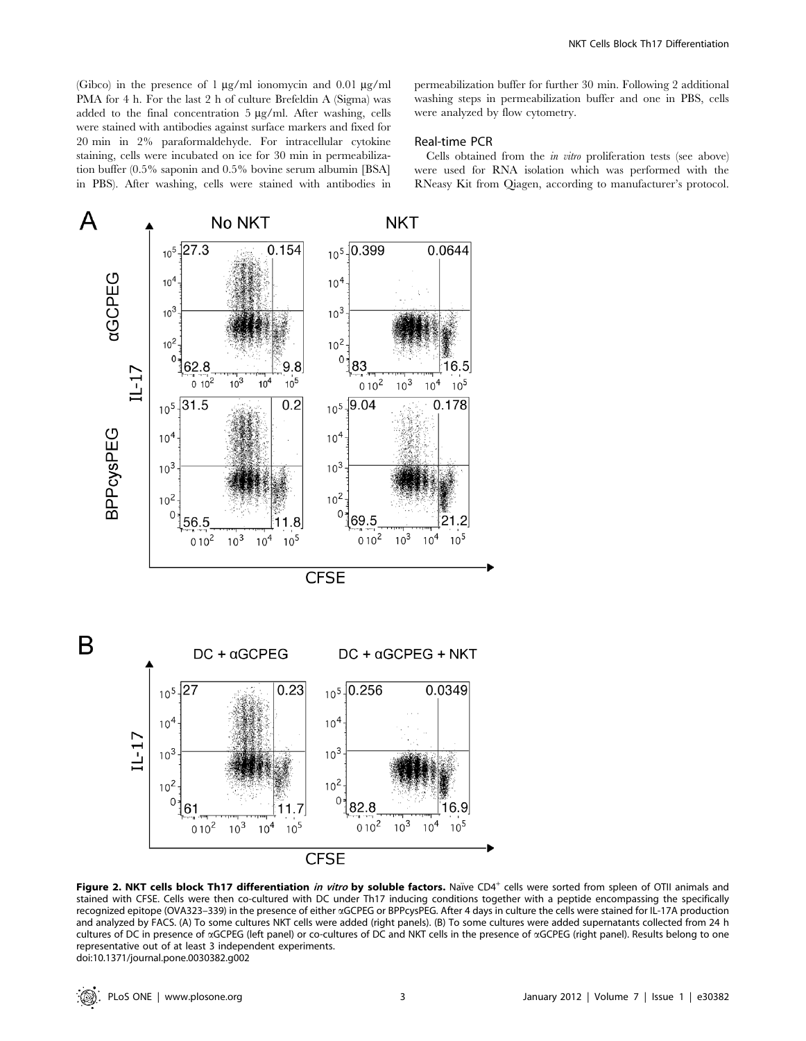(Gibco) in the presence of 1 µg/ml ionomycin and 0.01 µg/ml PMA for 4 h. For the last 2 h of culture Brefeldin A (Sigma) was added to the final concentration 5 µg/ml. After washing, cells were stained with antibodies against surface markers and fixed for 20 min in 2% paraformaldehyde. For intracellular cytokine staining, cells were incubated on ice for 30 min in permeabilization buffer (0.5% saponin and 0.5% bovine serum albumin [BSA] in PBS). After washing, cells were stained with antibodies in permeabilization buffer for further 30 min. Following 2 additional washing steps in permeabilization buffer and one in PBS, cells were analyzed by flow cytometry.

### Real-time PCR

Cells obtained from the *in vitro* proliferation tests (see above) were used for RNA isolation which was performed with the RNeasy Kit from Qiagen, according to manufacturer's protocol.

**Figure 2. NKT cells block Th17 differentiation *in vitro* by soluble factors.** Naïve CD4+ cells were sorted from spleen of OTII animals and stained with CFSE. Cells were then co-cultured with DC under Th17 inducing conditions together with a peptide encompassing the specifically recognized epitope (OVA323–339) in the presence of either αGCPEG or BPPcysPEG. After 4 days in culture the cells were stained for IL-17A production and analyzed by FACS. (A) To some cultures NKT cells were added (right panels). (B) To some cultures were added supernatants collected from 24 h cultures of DC in presence of αGCPEG (left panel) or co-cultures of DC and NKT cells in the presence of αGCPEG (right panel). Results belong to one representative out of at least 3 independent experiments.
doi:10.1371/journal.pone.0030382.g002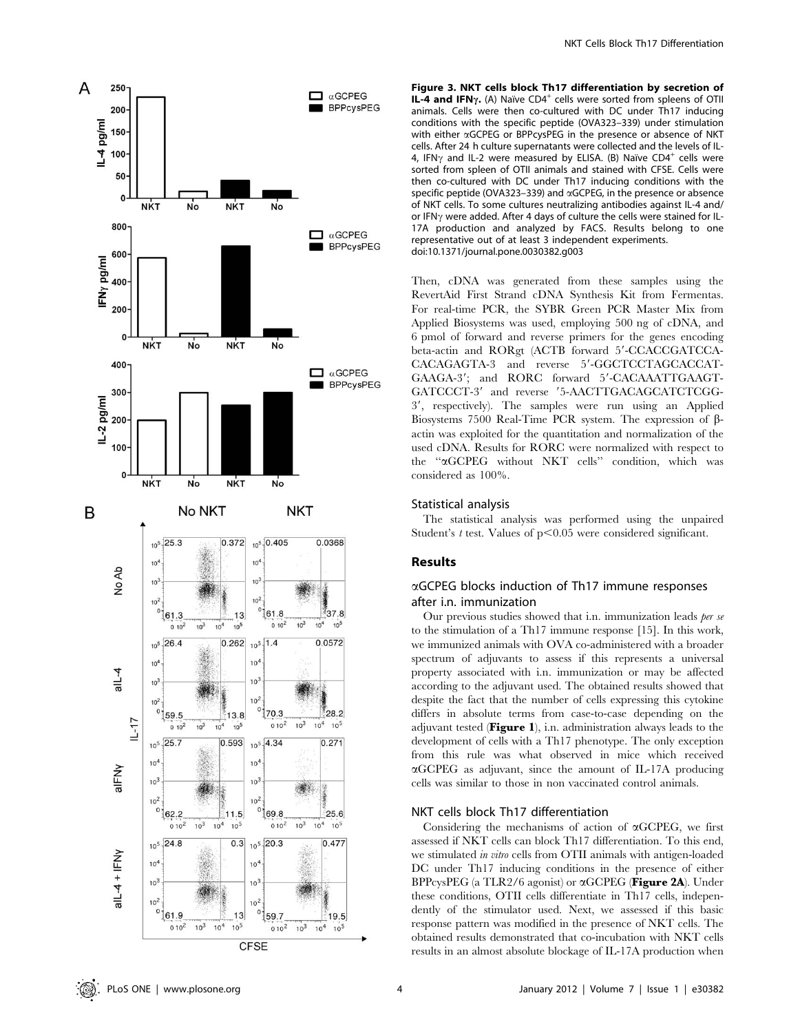**Figure 3. NKT cells block Th17 differentiation by secretion of IL-4 and IFNγ.** (A) Naïve CD4+ cells were sorted from spleens of OTII animals. Cells were then co-cultured with DC under Th17 inducing conditions with the specific peptide (OVA323–339) under stimulation with either αGCPEG or BPPcysPEG in the presence or absence of NKT cells. After 24 h culture supernatants were collected and the levels of IL-4, IFNγ and IL-2 were measured by ELISA. (B) Naïve CD4+ cells were sorted from spleen of OTII animals and stained with CFSE. Cells were then co-cultured with DC under Th17 inducing conditions with the specific peptide (OVA323–339) and αGCPEG, in the presence or absence of NKT cells. To some cultures neutralizing antibodies against IL-4 and/or IFNγ were added. After 4 days of culture the cells were stained for IL-17A production and analyzed by FACS. Results belong to one representative out of at least 3 independent experiments.
doi:10.1371/journal.pone.0030382.g003

Then, cDNA was generated from these samples using the RevertAid First Strand cDNA Synthesis Kit from Fermentas. For real-time PCR, the SYBR Green PCR Master Mix from Applied Biosystems was used, employing 500 ng of cDNA, and 6 pmol of forward and reverse primers for the genes encoding beta-actin and RORgt (ACTB forward 5′-CCACCGATCCA-CACAGAGTA-3 and reverse 5′-GGCTCCTAGCACCAT-GAAGA-3′; and RORC forward 5′-CACAAATTGAAGT-GATCCCT-3′ and reverse ′5-AACTTGACAGCATCTCGG-3′, respectively). The samples were run using an Applied Biosystems 7500 Real-Time PCR system. The expression of β-actin was exploited for the quantitation and normalization of the used cDNA. Results for RORC were normalized with respect to the "αGCPEG without NKT cells" condition, which was considered as 100%.

### Statistical analysis

The statistical analysis was performed using the unpaired Student's *t* test. Values of $p<0.05$ were considered significant.

## Results

### αGCPEG blocks induction of Th17 immune responses after i.n. immunization

Our previous studies showed that i.n. immunization leads *per se* to the stimulation of a Th17 immune response [15]. In this work, we immunized animals with OVA co-administered with a broader spectrum of adjuvants to assess if this represents a universal property associated with i.n. immunization or may be affected according to the adjuvant used. The obtained results showed that despite the fact that the number of cells expressing this cytokine differs in absolute terms from case-to-case depending on the adjuvant tested (**Figure 1**), i.n. administration always leads to the development of cells with a Th17 phenotype. The only exception from this rule was what observed in mice which received αGCPEG as adjuvant, since the amount of IL-17A producing cells was similar to those in non vaccinated control animals.

### NKT cells block Th17 differentiation

Considering the mechanisms of action of αGCPEG, we first assessed if NKT cells can block Th17 differentiation. To this end, we stimulated *in vitro* cells from OTII animals with antigen-loaded DC under Th17 inducing conditions in the presence of either BPPcysPEG (a TLR2/6 agonist) or αGCPEG (**Figure 2A**). Under these conditions, OTII cells differentiate in Th17 cells, independently of the stimulator used. Next, we assessed if this basic response pattern was modified in the presence of NKT cells. The obtained results demonstrated that co-incubation with NKT cells results in an almost absolute blockage of IL-17A production when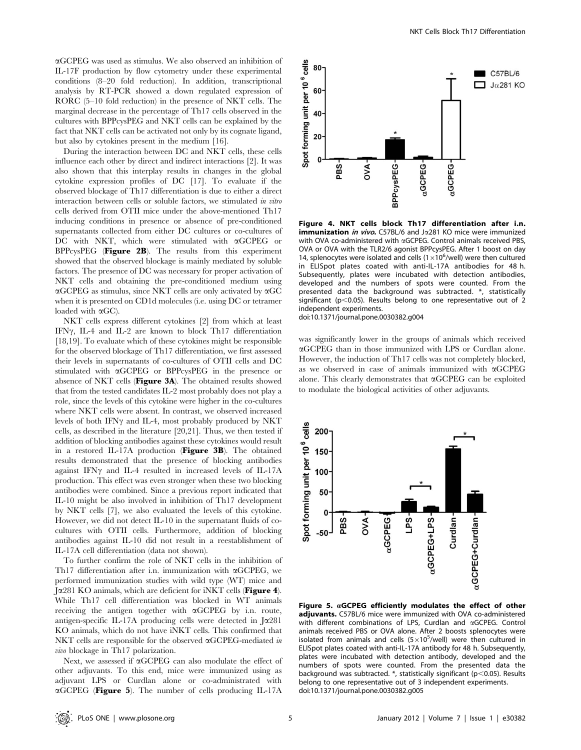αGCPEG was used as stimulus. We also observed an inhibition of IL-17F production by flow cytometry under these experimental conditions (8–20 fold reduction). In addition, transcriptional analysis by RT-PCR showed a down regulated expression of RORC (5–10 fold reduction) in the presence of NKT cells. The marginal decrease in the percentage of Th17 cells observed in the cultures with BPPcysPEG and NKT cells can be explained by the fact that NKT cells can be activated not only by its cognate ligand, but also by cytokines present in the medium [16].

During the interaction between DC and NKT cells, these cells influence each other by direct and indirect interactions [2]. It was also shown that this interplay results in changes in the global cytokine expression profiles of DC [17]. To evaluate if the observed blockage of Th17 differentiation is due to either a direct interaction between cells or soluble factors, we stimulated *in vitro* cells derived from OTII mice under the above-mentioned Th17 inducing conditions in presence or absence of pre-conditioned supernatants collected from either DC cultures or co-cultures of DC with NKT, which were stimulated with αGCPEG or BPPcysPEG (**Figure 2B**). The results from this experiment showed that the observed blockage is mainly mediated by soluble factors. The presence of DC was necessary for proper activation of NKT cells and obtaining the pre-conditioned medium using αGCPEG as stimulus, since NKT cells are only activated by αGC when it is presented on CD1d molecules (i.e. using DC or tetramer loaded with αGC).

NKT cells express different cytokines [2] from which at least IFNγ, IL-4 and IL-2 are known to block Th17 differentiation [18,19]. To evaluate which of these cytokines might be responsible for the observed blockage of Th17 differentiation, we first assessed their levels in supernatants of co-cultures of OTII cells and DC stimulated with αGCPEG or BPPcysPEG in the presence or absence of NKT cells (**Figure 3A**). The obtained results showed that from the tested candidates IL-2 most probably does not play a role, since the levels of this cytokine were higher in the co-cultures where NKT cells were absent. In contrast, we observed increased levels of both IFNγ and IL-4, most probably produced by NKT cells, as described in the literature [20,21]. Thus, we then tested if addition of blocking antibodies against these cytokines would result in a restored IL-17A production (**Figure 3B**). The obtained results demonstrated that the presence of blocking antibodies against IFNγ and IL-4 resulted in increased levels of IL-17A production. This effect was even stronger when these two blocking antibodies were combined. Since a previous report indicated that IL-10 might be also involved in inhibition of Th17 development by NKT cells [7], we also evaluated the levels of this cytokine. However, we did not detect IL-10 in the supernatant fluids of co-cultures with OTII cells. Furthermore, addition of blocking antibodies against IL-10 did not result in a reestablishment of IL-17A cell differentiation (data not shown).

To further confirm the role of NKT cells in the inhibition of Th17 differentiation after i.n. immunization with αGCPEG, we performed immunization studies with wild type (WT) mice and Jα281 KO animals, which are deficient for iNKT cells (**Figure 4**). While Th17 cell differentiation was blocked in WT animals receiving the antigen together with αGCPEG by i.n. route, antigen-specific IL-17A producing cells were detected in Jα281 KO animals, which do not have iNKT cells. This confirmed that NKT cells are responsible for the observed αGCPEG-mediated *in vivo* blockage in Th17 polarization.

Next, we assessed if αGCPEG can also modulate the effect of other adjuvants. To this end, mice were immunized using as adjuvant LPS or Curdlan alone or co-administrated with αGCPEG (**Figure 5**). The number of cells producing IL-17A was significantly lower in the groups of animals which received αGCPEG than in those immunized with LPS or Curdlan alone. However, the induction of Th17 cells was not completely blocked, as we observed in case of animals immunized with αGCPEG alone. This clearly demonstrates that αGCPEG can be exploited to modulate the biological activities of other adjuvants.

**Figure 4. NKT cells block Th17 differentiation after i.n. immunization *in vivo*.** C57BL/6 and Jα281 KO mice were immunized with OVA co-administered with αGCPEG. Control animals received PBS, OVA or OVA with the TLR2/6 agonist BPPcysPEG. After 1 boost on day 14, splenocytes were isolated and cells ($1\times10^6$/well) were then cultured in ELISpot plates coated with anti-IL-17A antibodies for 48 h. Subsequently, plates were incubated with detection antibodies, developed and the numbers of spots were counted. From the presented data the background was subtracted. *, statistically significant ($p<0.05$). Results belong to one representative out of 2 independent experiments.
doi:10.1371/journal.pone.0030382.g004

**Figure 5. αGCPEG efficiently modulates the effect of other adjuvants.** C57BL/6 mice were immunized with OVA co-administered with different combinations of LPS, Curdlan and αGCPEG. Control animals received PBS or OVA alone. After 2 boosts splenocytes were isolated from animals and cells ($5\times10^5$/well) were then cultured in ELISpot plates coated with anti-IL-17A antibody for 48 h. Subsequently, plates were incubated with detection antibody, developed and the numbers of spots were counted. From the presented data the background was subtracted. *, statistically significant ($p<0.05$). Results belong to one representative out of 3 independent experiments.
doi:10.1371/journal.pone.0030382.g005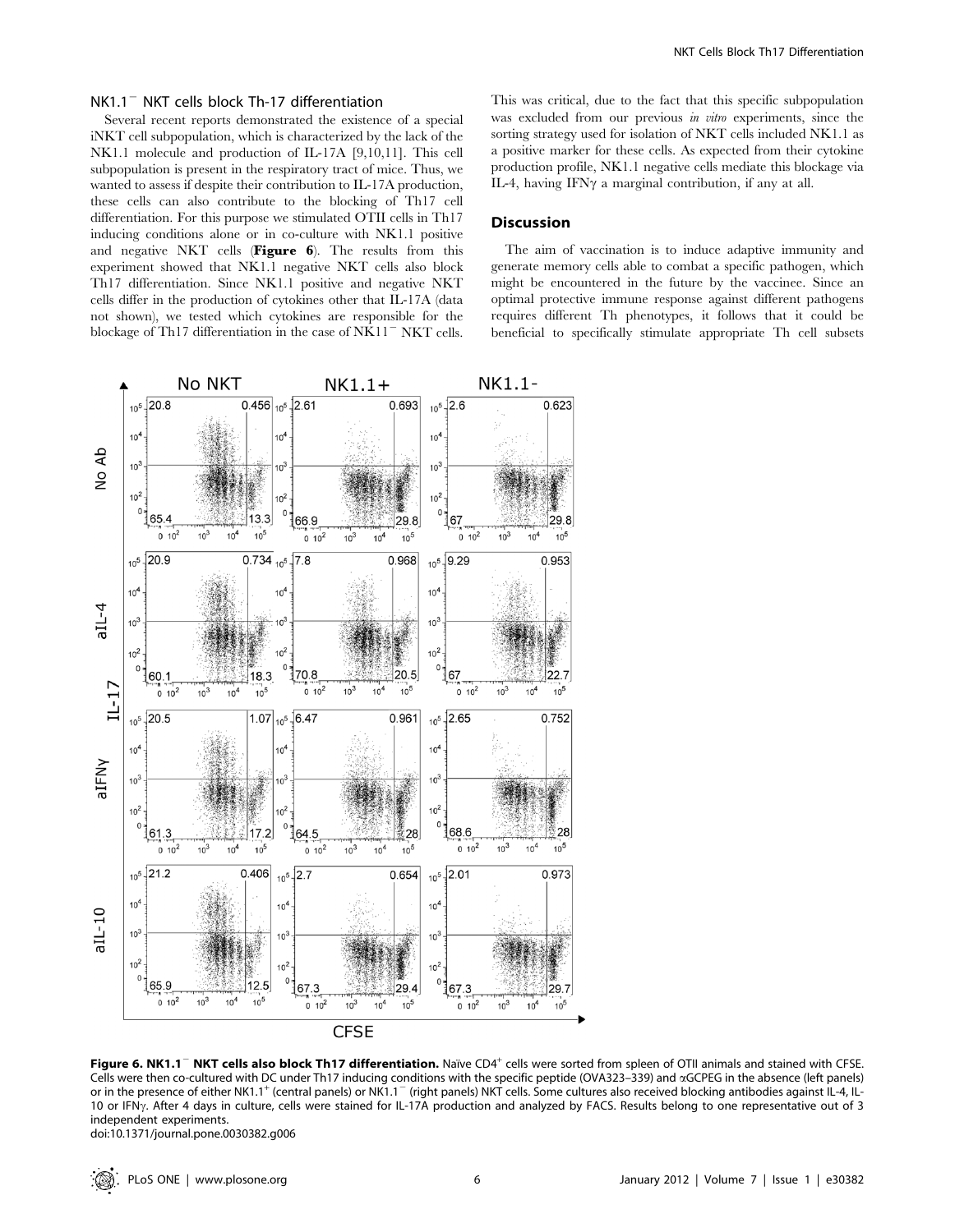### NK1.1$^{-}$ NKT cells block Th-17 differentiation

Several recent reports demonstrated the existence of a special iNKT cell subpopulation, which is characterized by the lack of the NK1.1 molecule and production of IL-17A [9,10,11]. This cell subpopulation is present in the respiratory tract of mice. Thus, we wanted to assess if despite their contribution to IL-17A production, these cells can also contribute to the blocking of Th17 cell differentiation. For this purpose we stimulated OTII cells in Th17 inducing conditions alone or in co-culture with NK1.1 positive and negative NKT cells (**Figure 6**). The results from this experiment showed that NK1.1 negative NKT cells also block Th17 differentiation. Since NK1.1 positive and negative NKT cells differ in the production of cytokines other that IL-17A (data not shown), we tested which cytokines are responsible for the blockage of Th17 differentiation in the case of NK11$^{-}$ NKT cells. This was critical, due to the fact that this specific subpopulation was excluded from our previous *in vitro* experiments, since the sorting strategy used for isolation of NKT cells included NK1.1 as a positive marker for these cells. As expected from their cytokine production profile, NK1.1 negative cells mediate this blockage via IL-4, having IFNγ a marginal contribution, if any at all.

## Discussion

The aim of vaccination is to induce adaptive immunity and generate memory cells able to combat a specific pathogen, which might be encountered in the future by the vaccinee. Since an optimal protective immune response against different pathogens requires different Th phenotypes, it follows that it could be beneficial to specifically stimulate appropriate Th cell subsets

**Figure 6. NK1.1$^{-}$ NKT cells also block Th17 differentiation.** Naïve CD4$^{+}$ cells were sorted from spleen of OTII animals and stained with CFSE. Cells were then co-cultured with DC under Th17 inducing conditions with the specific peptide (OVA323–339) and αGCPEG in the absence (left panels) or in the presence of either NK1.1$^{+}$ (central panels) or NK1.1$^{-}$ (right panels) NKT cells. Some cultures also received blocking antibodies against IL-4, IL-10 or IFNγ. After 4 days in culture, cells were stained for IL-17A production and analyzed by FACS. Results belong to one representative out of 3 independent experiments.
doi:10.1371/journal.pone.0030382.g006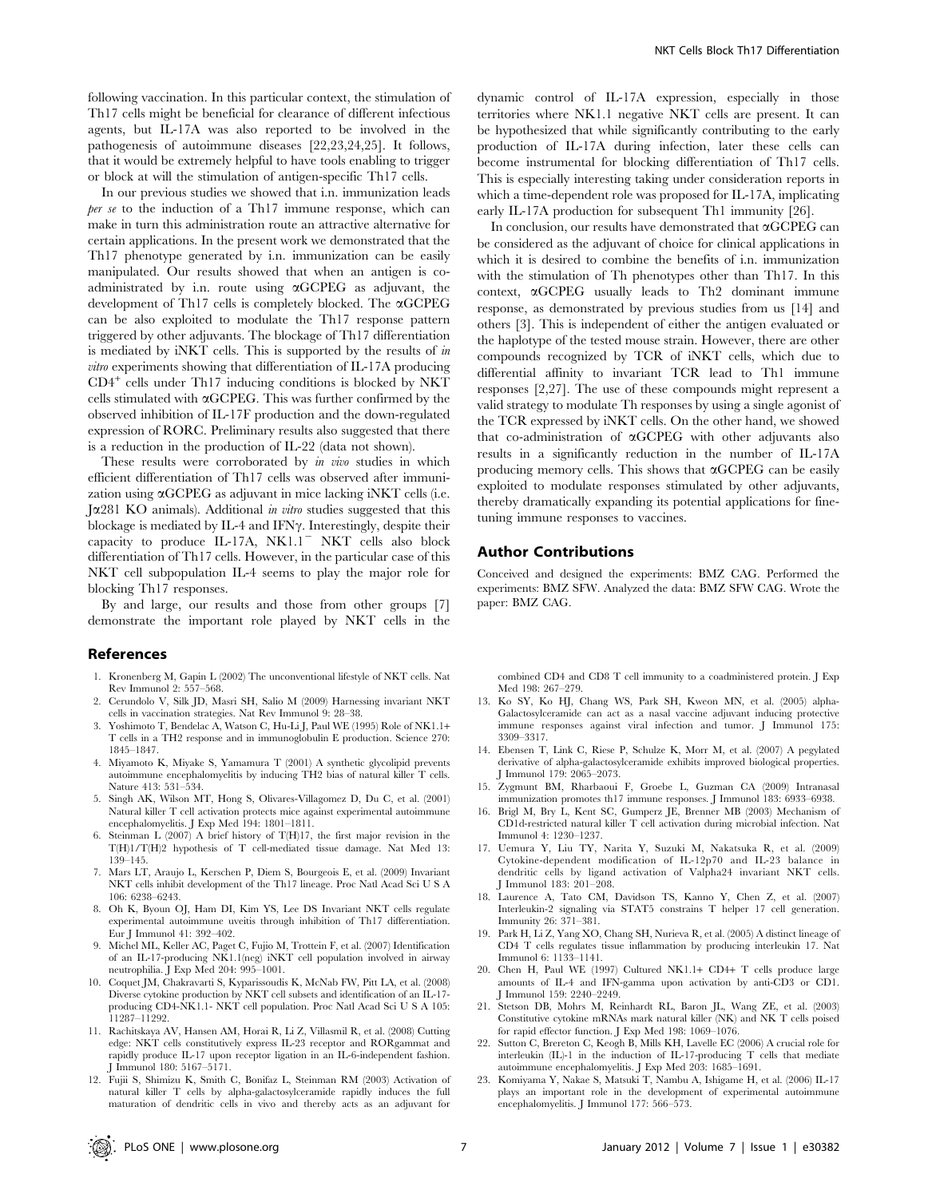following vaccination. In this particular context, the stimulation of Th17 cells might be beneficial for clearance of different infectious agents, but IL-17A was also reported to be involved in the pathogenesis of autoimmune diseases [22,23,24,25]. It follows, that it would be extremely helpful to have tools enabling to trigger or block at will the stimulation of antigen-specific Th17 cells.

In our previous studies we showed that i.n. immunization leads *per se* to the induction of a Th17 immune response, which can make in turn this administration route an attractive alternative for certain applications. In the present work we demonstrated that the Th17 phenotype generated by i.n. immunization can be easily manipulated. Our results showed that when an antigen is co-administrated by i.n. route using αGCPEG as adjuvant, the development of Th17 cells is completely blocked. The αGCPEG can be also exploited to modulate the Th17 response pattern triggered by other adjuvants. The blockage of Th17 differentiation is mediated by iNKT cells. This is supported by the results of *in vitro* experiments showing that differentiation of IL-17A producing $CD4^+$ cells under Th17 inducing conditions is blocked by NKT cells stimulated with αGCPEG. This was further confirmed by the observed inhibition of IL-17F production and the down-regulated expression of RORC. Preliminary results also suggested that there is a reduction in the production of IL-22 (data not shown).

These results were corroborated by *in vivo* studies in which efficient differentiation of Th17 cells was observed after immunization using αGCPEG as adjuvant in mice lacking iNKT cells (i.e. Jα281 KO animals). Additional *in vitro* studies suggested that this blockage is mediated by IL-4 and IFNγ. Interestingly, despite their capacity to produce IL-17A, $NK1.1^-$ NKT cells also block differentiation of Th17 cells. However, in the particular case of this NKT cell subpopulation IL-4 seems to play the major role for blocking Th17 responses.

By and large, our results and those from other groups [7] demonstrate the important role played by NKT cells in the dynamic control of IL-17A expression, especially in those territories where NK1.1 negative NKT cells are present. It can be hypothesized that while significantly contributing to the early production of IL-17A during infection, later these cells can become instrumental for blocking differentiation of Th17 cells. This is especially interesting taking under consideration reports in which a time-dependent role was proposed for IL-17A, implicating early IL-17A production for subsequent Th1 immunity [26].

In conclusion, our results have demonstrated that αGCPEG can be considered as the adjuvant of choice for clinical applications in which it is desired to combine the benefits of i.n. immunization with the stimulation of Th phenotypes other than Th17. In this context, αGCPEG usually leads to Th2 dominant immune response, as demonstrated by previous studies from us [14] and others [3]. This is independent of either the antigen evaluated or the haplotype of the tested mouse strain. However, there are other compounds recognized by TCR of iNKT cells, which due to differential affinity to invariant TCR lead to Th1 immune responses [2,27]. The use of these compounds might represent a valid strategy to modulate Th responses by using a single agonist of the TCR expressed by iNKT cells. On the other hand, we showed that co-administration of αGCPEG with other adjuvants also results in a significantly reduction in the number of IL-17A producing memory cells. This shows that αGCPEG can be easily exploited to modulate responses stimulated by other adjuvants, thereby dramatically expanding its potential applications for fine-tuning immune responses to vaccines.

## Author Contributions

Conceived and designed the experiments: BMZ CAG. Performed the experiments: BMZ SFW. Analyzed the data: BMZ SFW CAG. Wrote the paper: BMZ CAG.

## References

1. Kronenberg M, Gapin L (2002) The unconventional lifestyle of NKT cells. Nat Rev Immunol 2: 557–568.
2. Cerundolo V, Silk JD, Masri SH, Salio M (2009) Harnessing invariant NKT cells in vaccination strategies. Nat Rev Immunol 9: 28–38.
3. Yoshimoto T, Bendelac A, Watson C, Hu-Li J, Paul WE (1995) Role of NK1.1+ T cells in a TH2 response and in immunoglobulin E production. Science 270: 1845–1847.
4. Miyamoto K, Miyake S, Yamamura T (2001) A synthetic glycolipid prevents autoimmune encephalomyelitis by inducing TH2 bias of natural killer T cells. Nature 413: 531–534.
5. Singh AK, Wilson MT, Hong S, Olivares-Villagomez D, Du C, et al. (2001) Natural killer T cell activation protects mice against experimental autoimmune encephalomyelitis. J Exp Med 194: 1801–1811.
6. Steinman L (2007) A brief history of T(H)17, the first major revision in the T(H)1/T(H)2 hypothesis of T cell-mediated tissue damage. Nat Med 13: 139–145.
7. Mars LT, Araujo L, Kerschen P, Diem S, Bourgeois E, et al. (2009) Invariant NKT cells inhibit development of the Th17 lineage. Proc Natl Acad Sci U S A 106: 6238–6243.
8. Oh K, Byoun OJ, Ham DI, Kim YS, Lee DS Invariant NKT cells regulate experimental autoimmune uveitis through inhibition of Th17 differentiation. Eur J Immunol 41: 392–402.
9. Michel ML, Keller AC, Paget C, Fujio M, Trottein F, et al. (2007) Identification of an IL-17-producing NK1.1(neg) iNKT cell population involved in airway neutrophilia. J Exp Med 204: 995–1001.
10. Coquet JM, Chakravarti S, Kyparissoudis K, McNab FW, Pitt LA, et al. (2008) Diverse cytokine production by NKT cell subsets and identification of an IL-17-producing CD4-NK1.1- NKT cell population. Proc Natl Acad Sci U S A 105: 11287–11292.
11. Rachitskaya AV, Hansen AM, Horai R, Li Z, Villasmil R, et al. (2008) Cutting edge: NKT cells constitutively express IL-23 receptor and RORgammat and rapidly produce IL-17 upon receptor ligation in an IL-6-independent fashion. J Immunol 180: 5167–5171.
12. Fujii S, Shimizu K, Smith C, Bonifaz L, Steinman RM (2003) Activation of natural killer T cells by alpha-galactosylceramide rapidly induces the full maturation of dendritic cells in vivo and thereby acts as an adjuvant for combined CD4 and CD8 T cell immunity to a coadministered protein. J Exp Med 198: 267–279.
13. Ko SY, Ko HJ, Chang WS, Park SH, Kweon MN, et al. (2005) alpha-Galactosylceramide can act as a nasal vaccine adjuvant inducing protective immune responses against viral infection and tumor. J Immunol 175: 3309–3317.
14. Ebensen T, Link C, Riese P, Schulze K, Morr M, et al. (2007) A pegylated derivative of alpha-galactosylceramide exhibits improved biological properties. J Immunol 179: 2065–2073.
15. Zygmunt BM, Rharbaoui F, Groebe L, Guzman CA (2009) Intranasal immunization promotes th17 immune responses. J Immunol 183: 6933–6938.
16. Brigl M, Bry L, Kent SC, Gumperz JE, Brenner MB (2003) Mechanism of CD1d-restricted natural killer T cell activation during microbial infection. Nat Immunol 4: 1230–1237.
17. Uemura Y, Liu TY, Narita Y, Suzuki M, Nakatsuka R, et al. (2009) Cytokine-dependent modification of IL-12p70 and IL-23 balance in dendritic cells by ligand activation of Valpha24 invariant NKT cells. J Immunol 183: 201–208.
18. Laurence A, Tato CM, Davidson TS, Kanno Y, Chen Z, et al. (2007) Interleukin-2 signaling via STAT5 constrains T helper 17 cell generation. Immunity 26: 371–381.
19. Park H, Li Z, Yang XO, Chang SH, Nurieva R, et al. (2005) A distinct lineage of CD4 T cells regulates tissue inflammation by producing interleukin 17. Nat Immunol 6: 1133–1141.
20. Chen H, Paul WE (1997) Cultured NK1.1+ CD4+ T cells produce large amounts of IL-4 and IFN-gamma upon activation by anti-CD3 or CD1. J Immunol 159: 2240–2249.
21. Stetson DB, Mohrs M, Reinhardt RL, Baron JL, Wang ZE, et al. (2003) Constitutive cytokine mRNAs mark natural killer (NK) and NK T cells poised for rapid effector function. J Exp Med 198: 1069–1076.
22. Sutton C, Brereton C, Keogh B, Mills KH, Lavelle EC (2006) A crucial role for interleukin (IL)-1 in the induction of IL-17-producing T cells that mediate autoimmune encephalomyelitis. J Exp Med 203: 1685–1691.
23. Komiyama Y, Nakae S, Matsuki T, Nambu A, Ishigame H, et al. (2006) IL-17 plays an important role in the development of experimental autoimmune encephalomyelitis. J Immunol 177: 566–573.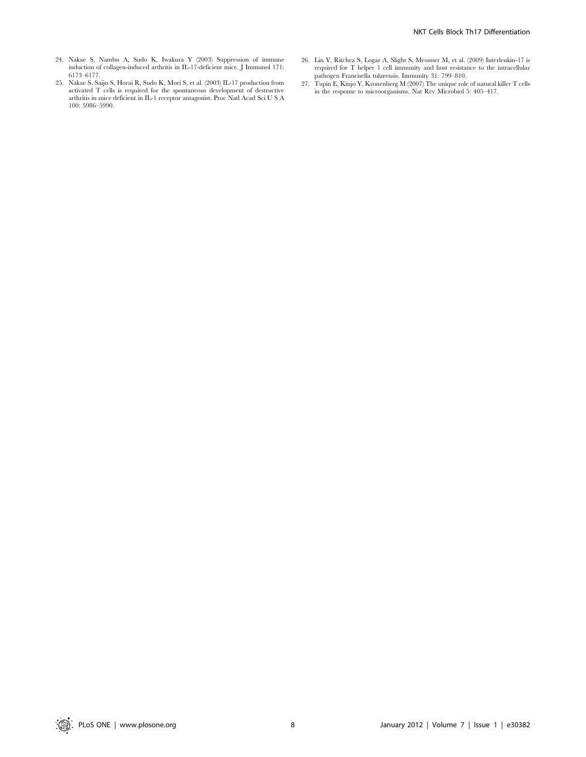24. Nakae S, Nambu A, Sudo K, Iwakura Y (2003) Suppression of immune induction of collagen-induced arthritis in IL-17-deficient mice. J Immunol 171: 6173–6177.
25. Nakae S, Saijo S, Horai R, Sudo K, Mori S, et al. (2003) IL-17 production from activated T cells is required for the spontaneous development of destructive arthritis in mice deficient in IL-1 receptor antagonist. Proc Natl Acad Sci U S A 100: 5986–5990.
26. Lin Y, Ritchea S, Logar A, Slight S, Messmer M, et al. (2009) Interleukin-17 is required for T helper 1 cell immunity and host resistance to the intracellular pathogen Francisella tularensis. Immunity 31: 799–810.
27. Tupin E, Kinjo Y, Kronenberg M (2007) The unique role of natural killer T cells in the response to microorganisms. Nat Rev Microbiol 5: 405–417.